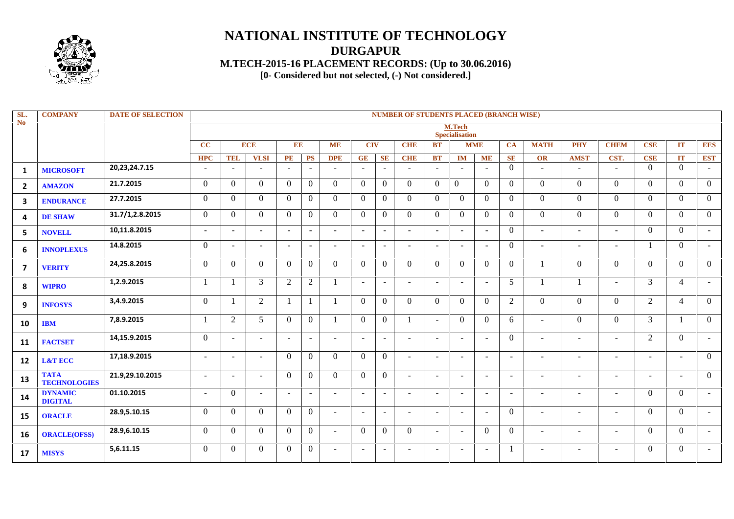# NATIONAL INSTITUTE OF TECHNOLOGY

## DURGAPUR

### M.TECH-2015-16 PLACEMENT RECORDS: (Up to 30.06.2016)

**[0- Considered but not selected, (-) Not considered.]**

| SL. No | COMPANY | DATE OF SELECTION | NUMBER OF STUDENTS PLACED (BRANCH WISE) | | | | | | | | | | | | | | | | | | |
|---|---|---|---|---|---|---|---|---|---|---|---|---|---|---|---|---|---|---|---|---|---|
| | | | M.Tech Specialisation | | | | | | | | | | | | | | | | | | |
| | | | CC | ECE | | EE | | ME | CIV | | CHE | BT | MME | | CA | MATH | PHY | CHEM | CSE | IT | EES |
| | | | HPC | TEL | VLSI | PE | PS | DPE | GE | SE | CHE | BT | IM | ME | SE | OR | AMST | CST. | CSE | IT | EST |
| 1 | MICROSOFT | 20,23,24.7.15 | - | - | - | - | - | - | - | - | - | - | - | - | 0 | - | - | - | 0 | 0 | - |
| 2 | AMAZON | 21.7.2015 | 0 | 0 | 0 | 0 | 0 | 0 | 0 | 0 | 0 | 0 | 0 | 0 | 0 | 0 | 0 | 0 | 0 | 0 | 0 |
| 3 | ENDURANCE | 27.7.2015 | 0 | 0 | 0 | 0 | 0 | 0 | 0 | 0 | 0 | 0 | 0 | 0 | 0 | 0 | 0 | 0 | 0 | 0 | 0 |
| 4 | DE SHAW | 31.7/1,2.8.2015 | 0 | 0 | 0 | 0 | 0 | 0 | 0 | 0 | 0 | 0 | 0 | 0 | 0 | 0 | 0 | 0 | 0 | 0 | 0 |
| 5 | NOVELL | 10,11.8.2015 | - | - | - | - | - | - | - | - | - | - | - | - | 0 | - | - | - | 0 | 0 | - |
| 6 | INNOPLEXUS | 14.8.2015 | 0 | - | - | - | - | - | - | - | - | - | - | - | 0 | - | - | - | 1 | 0 | - |
| 7 | VERITY | 24,25.8.2015 | 0 | 0 | 0 | 0 | 0 | 0 | 0 | 0 | 0 | 0 | 0 | 0 | 0 | 1 | 0 | 0 | 0 | 0 | 0 |
| 8 | WIPRO | 1,2.9.2015 | 1 | 1 | 3 | 2 | 2 | 1 | - | - | - | - | - | - | 5 | 1 | 1 | - | 3 | 4 | - |
| 9 | INFOSYS | 3,4.9.2015 | 0 | 1 | 2 | 1 | 1 | 1 | 0 | 0 | 0 | 0 | 0 | 0 | 2 | 0 | 0 | 0 | 2 | 4 | 0 |
| 10 | IBM | 7,8.9.2015 | 1 | 2 | 5 | 0 | 0 | 1 | 0 | 0 | 1 | - | 0 | 0 | 6 | - | 0 | 0 | 3 | 1 | 0 |
| 11 | FACTSET | 14,15.9.2015 | 0 | - | - | - | - | - | - | - | - | - | - | - | 0 | - | - | - | 2 | 0 | - |
| 12 | L&T ECC | 17,18.9.2015 | - | - | - | 0 | 0 | 0 | 0 | 0 | - | - | - | - | - | - | - | - | - | - | 0 |
| 13 | TATA TECHNOLOGIES | 21.9,29.10.2015 | - | - | - | 0 | 0 | 0 | 0 | 0 | - | - | - | - | - | - | - | - | - | - | 0 |
| 14 | DYNAMIC DIGITAL | 01.10.2015 | - | 0 | - | - | - | - | - | - | - | - | - | - | - | - | - | - | 0 | 0 | - |
| 15 | ORACLE | 28.9,5.10.15 | 0 | 0 | 0 | 0 | 0 | - | - | - | - | - | - | - | 0 | - | - | - | 0 | 0 | - |
| 16 | ORACLE(OFSS) | 28.9,6.10.15 | 0 | 0 | 0 | 0 | 0 | - | 0 | 0 | 0 | - | - | 0 | 0 | - | - | - | 0 | 0 | - |
| 17 | MISYS | 5,6.11.15 | 0 | 0 | 0 | 0 | 0 | - | - | - | - | - | - | - | 1 | - | - | - | 0 | 0 | - |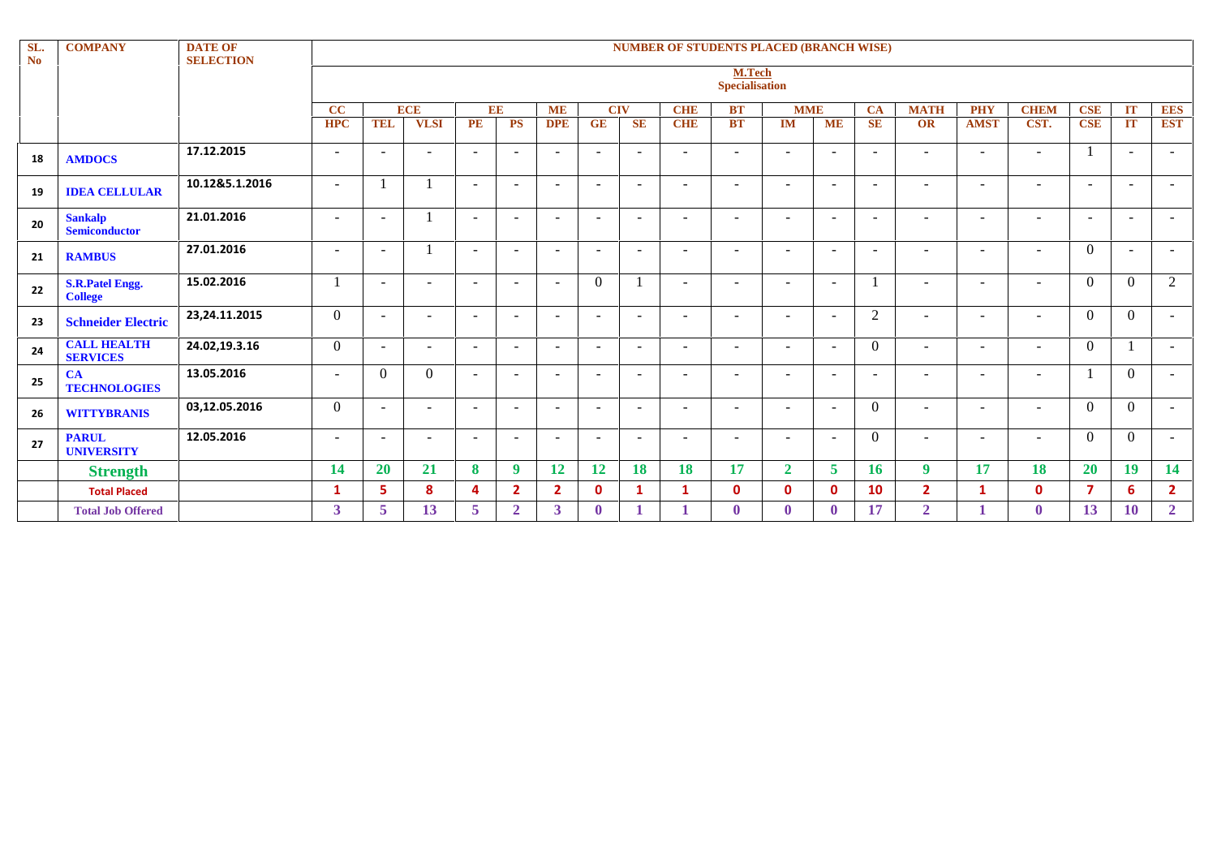| SL. No | COMPANY | DATE OF SELECTION | NUMBER OF STUDENTS PLACED (BRANCH WISE) | | | | | | | | | | | | | | | | | | |
|---|---|---|---|---|---|---|---|---|---|---|---|---|---|---|---|---|---|---|---|---|---|
| | | | M.Tech Specialisation | | | | | | | | | | | | | | | | | | |
| | | | CC | ECE | | EE | | ME | CIV | | CHE | BT | MME | | CA | MATH | PHY | CHEM | CSE | IT | EES |
| | | | HPC | TEL | VLSI | PE | PS | DPE | GE | SE | CHE | BT | IM | ME | SE | OR | AMST | CST. | CSE | IT | EST |
| 18 | AMDOCS | 17.12.2015 | - | - | - | - | - | - | - | - | - | - | - | - | - | - | - | - | 1 | - | - |
| 19 | IDEA CELLULAR | 10.12&5.1.2016 | - | 1 | 1 | - | - | - | - | - | - | - | - | - | - | - | - | - | - | - | - |
| 20 | Sankalp Semiconductor | 21.01.2016 | - | - | 1 | - | - | - | - | - | - | - | - | - | - | - | - | - | - | - | - |
| 21 | RAMBUS | 27.01.2016 | - | - | 1 | - | - | - | - | - | - | - | - | - | - | - | - | - | 0 | - | - |
| 22 | S.R.Patel Engg. College | 15.02.2016 | 1 | - | - | - | - | - | 0 | 1 | - | - | - | - | 1 | - | - | - | 0 | 0 | 2 |
| 23 | Schneider Electric | 23,24.11.2015 | 0 | - | - | - | - | - | - | - | - | - | - | - | 2 | - | - | - | 0 | 0 | - |
| 24 | CALL HEALTH SERVICES | 24.02,19.3.16 | 0 | - | - | - | - | - | - | - | - | - | - | - | 0 | - | - | - | 0 | 1 | - |
| 25 | CA TECHNOLOGIES | 13.05.2016 | - | 0 | 0 | - | - | - | - | - | - | - | - | - | - | - | - | - | 1 | 0 | - |
| 26 | WITTYBRANIS | 03,12.05.2016 | 0 | - | - | - | - | - | - | - | - | - | - | - | 0 | - | - | - | 0 | 0 | - |
| 27 | PARUL UNIVERSITY | 12.05.2016 | - | - | - | - | - | - | - | - | - | - | - | - | 0 | - | - | - | 0 | 0 | - |
| | **Strength** | | **14** | **20** | **21** | **8** | **9** | **12** | **12** | **18** | **18** | **17** | **2** | **5** | **16** | **9** | **17** | **18** | **20** | **19** | **14** |
| | **Total Placed** | | **1** | **5** | **8** | **4** | **2** | **2** | **0** | **1** | **1** | **0** | **0** | **0** | **10** | **2** | **1** | **0** | **7** | **6** | **2** |
| | **Total Job Offered** | | **3** | **5** | **13** | **5** | **2** | **3** | **0** | **1** | **1** | **0** | **0** | **0** | **17** | **2** | **1** | **0** | **13** | **10** | **2** |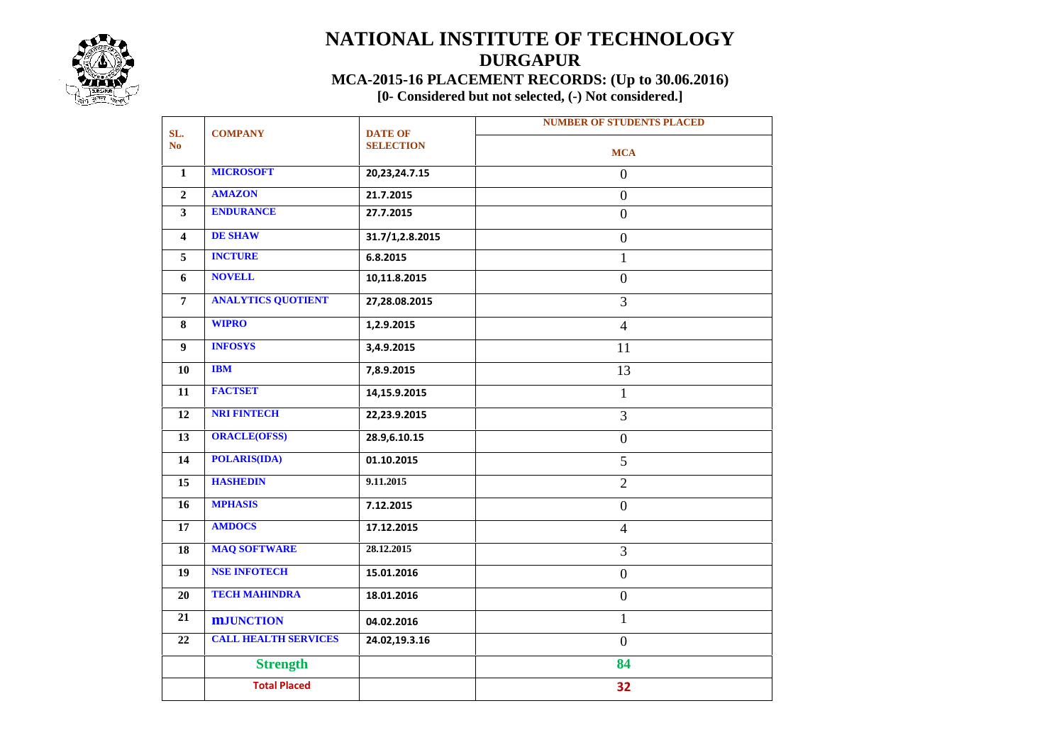# NATIONAL INSTITUTE OF TECHNOLOGY
## DURGAPUR
### MCA-2015-16 PLACEMENT RECORDS: (Up to 30.06.2016)
**[0- Considered but not selected, (-) Not considered.]**

| SL. No | COMPANY | DATE OF SELECTION | NUMBER OF STUDENTS PLACED |
|---|---|---|---|
| | | | MCA |
| 1 | MICROSOFT | 20,23,24.7.15 | 0 |
| 2 | AMAZON | 21.7.2015 | 0 |
| 3 | ENDURANCE | 27.7.2015 | 0 |
| 4 | DE SHAW | 31.7/1,2.8.2015 | 0 |
| 5 | INCTURE | 6.8.2015 | 1 |
| 6 | NOVELL | 10,11.8.2015 | 0 |
| 7 | ANALYTICS QUOTIENT | 27,28.08.2015 | 3 |
| 8 | WIPRO | 1,2.9.2015 | 4 |
| 9 | INFOSYS | 3,4.9.2015 | 11 |
| 10 | IBM | 7,8.9.2015 | 13 |
| 11 | FACTSET | 14,15.9.2015 | 1 |
| 12 | NRI FINTECH | 22,23.9.2015 | 3 |
| 13 | ORACLE(OFSS) | 28.9,6.10.15 | 0 |
| 14 | POLARIS(IDA) | 01.10.2015 | 5 |
| 15 | HASHEDIN | 9.11.2015 | 2 |
| 16 | MPHASIS | 7.12.2015 | 0 |
| 17 | AMDOCS | 17.12.2015 | 4 |
| 18 | MAQ SOFTWARE | 28.12.2015 | 3 |
| 19 | NSE INFOTECH | 15.01.2016 | 0 |
| 20 | TECH MAHINDRA | 18.01.2016 | 0 |
| 21 | mJUNCTION | 04.02.2016 | 1 |
| 22 | CALL HEALTH SERVICES | 24.02,19.3.16 | 0 |
| | **Strength** | | **84** |
| | **Total Placed** | | **32** |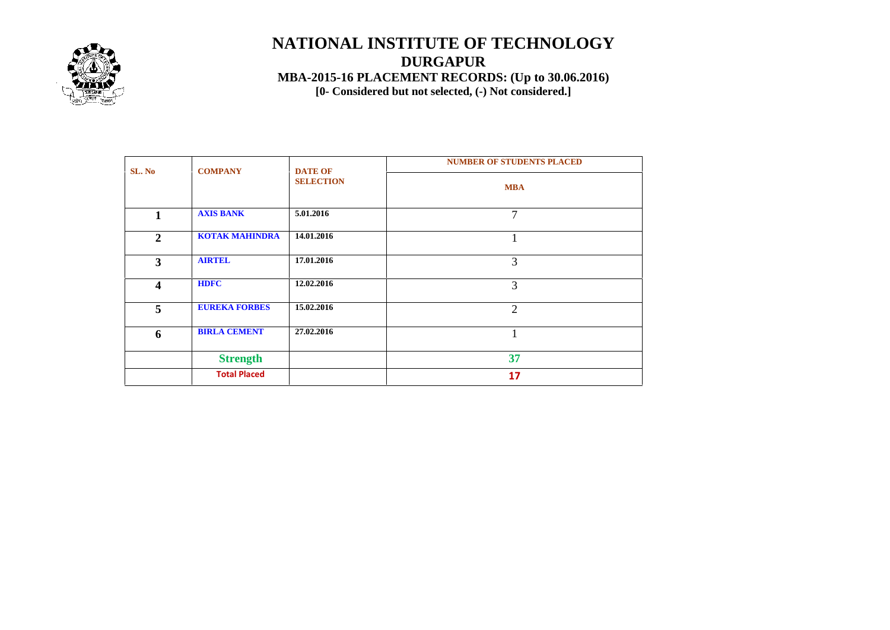# NATIONAL INSTITUTE OF TECHNOLOGY

## DURGAPUR

### MBA-2015-16 PLACEMENT RECORDS: (Up to 30.06.2016)

**[0- Considered but not selected, (-) Not considered.]**

| SL. No | COMPANY | DATE OF SELECTION | NUMBER OF STUDENTS PLACED |
|---|---|---|---|
| | | | MBA |
| 1 | AXIS BANK | 5.01.2016 | 7 |
| 2 | KOTAK MAHINDRA | 14.01.2016 | 1 |
| 3 | AIRTEL | 17.01.2016 | 3 |
| 4 | HDFC | 12.02.2016 | 3 |
| 5 | EUREKA FORBES | 15.02.2016 | 2 |
| 6 | BIRLA CEMENT | 27.02.2016 | 1 |
| | Strength | | 37 |
| | Total Placed | | 17 |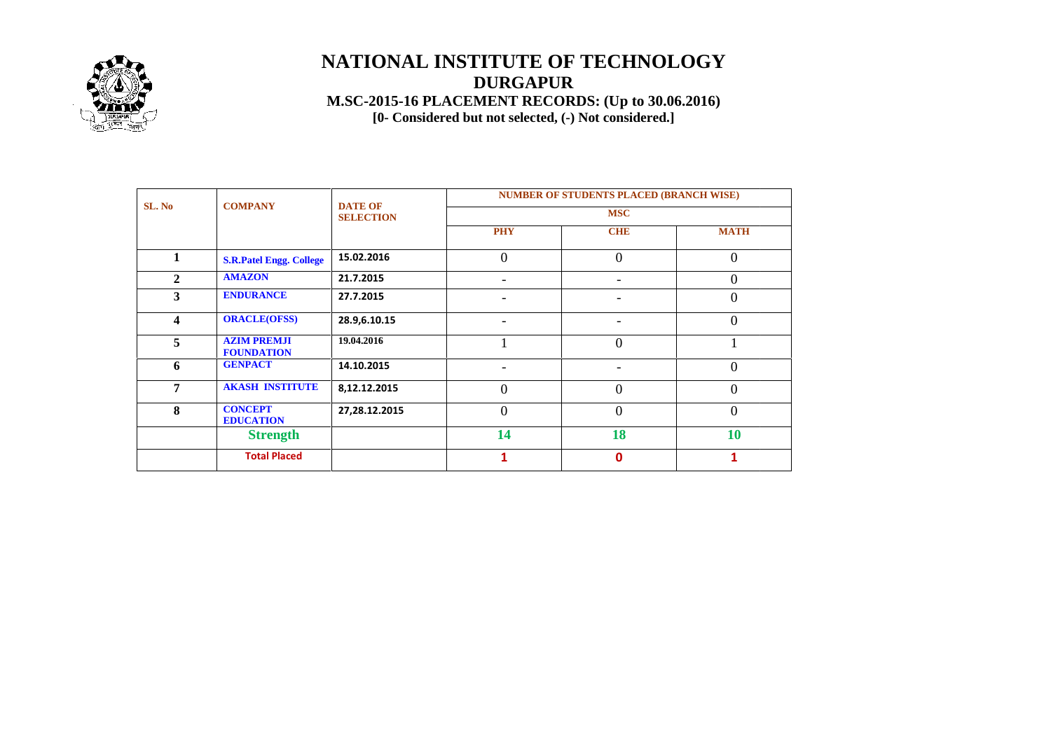# NATIONAL INSTITUTE OF TECHNOLOGY
## DURGAPUR
### M.SC-2015-16 PLACEMENT RECORDS: (Up to 30.06.2016)
**[0- Considered but not selected, (-) Not considered.]**

| SL. No | COMPANY | DATE OF SELECTION | NUMBER OF STUDENTS PLACED (BRANCH WISE) | | |
|---|---|---|---|---|---|
| | | | MSC | | |
| | | | PHY | CHE | MATH |
| 1 | S.R.Patel Engg. College | 15.02.2016 | 0 | 0 | 0 |
| 2 | AMAZON | 21.7.2015 | - | - | 0 |
| 3 | ENDURANCE | 27.7.2015 | - | - | 0 |
| 4 | ORACLE(OFSS) | 28.9,6.10.15 | - | - | 0 |
| 5 | AZIM PREMJI FOUNDATION | 19.04.2016 | 1 | 0 | 1 |
| 6 | GENPACT | 14.10.2015 | - | - | 0 |
| 7 | AKASH INSTITUTE | 8,12.12.2015 | 0 | 0 | 0 |
| 8 | CONCEPT EDUCATION | 27,28.12.2015 | 0 | 0 | 0 |
| | **Strength** | | **14** | **18** | **10** |
| | **Total Placed** | | **1** | **0** | **1** |